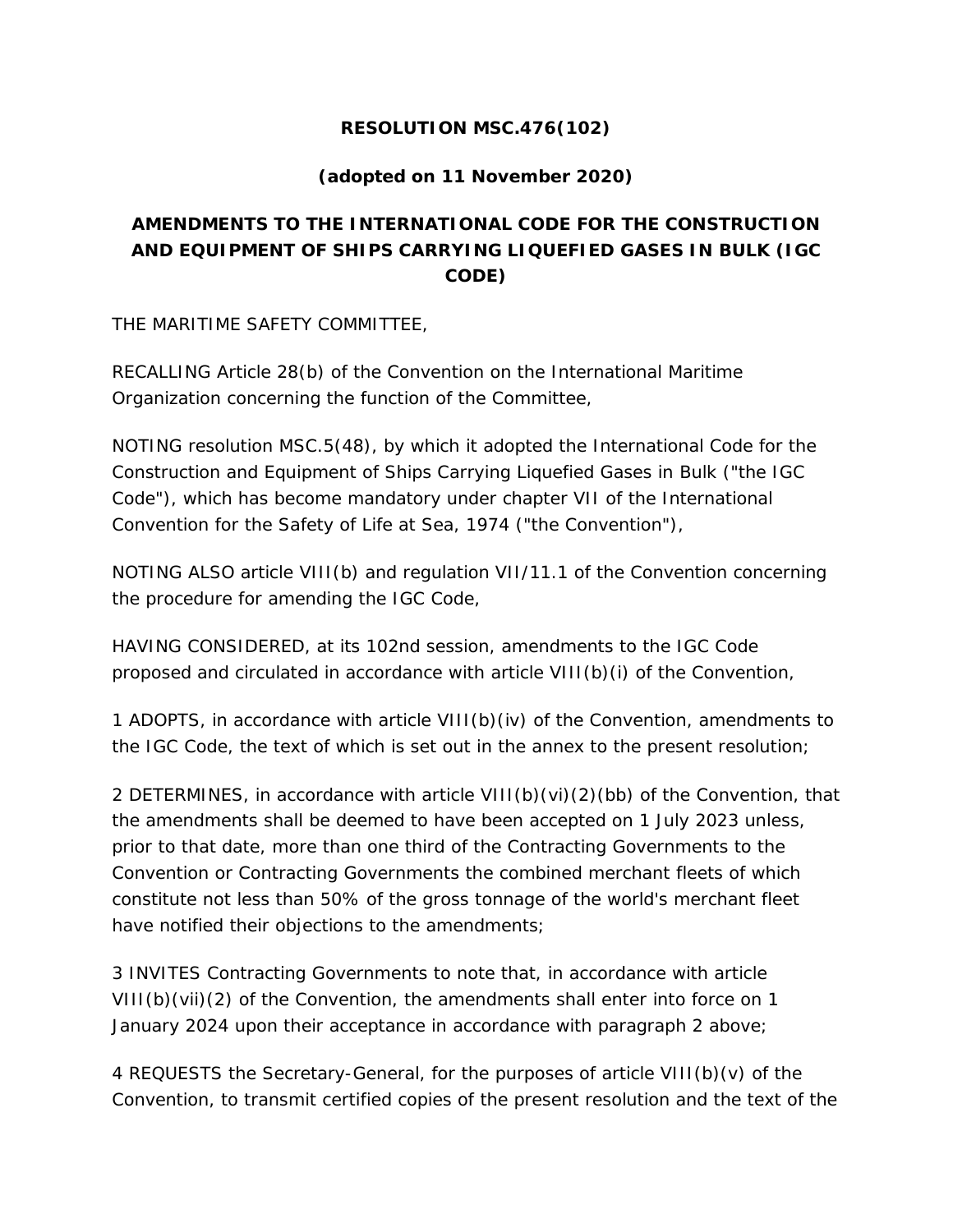**RESOLUTION MSC.476(102)**

**(adopted on 11 November 2020)**

**AMENDMENTS TO THE INTERNATIONAL CODE FOR THE CONSTRUCTION AND EQUIPMENT OF SHIPS CARRYING LIQUEFIED GASES IN BULK (IGC CODE)**

THE MARITIME SAFETY COMMITTEE,

RECALLING Article 28(b) of the Convention on the International Maritime Organization concerning the function of the Committee,

NOTING resolution MSC.5(48), by which it adopted the International Code for the Construction and Equipment of Ships Carrying Liquefied Gases in Bulk ("the IGC Code"), which has become mandatory under chapter VII of the International Convention for the Safety of Life at Sea, 1974 ("the Convention"),

NOTING ALSO article VIII(b) and regulation VII/11.1 of the Convention concerning the procedure for amending the IGC Code,

HAVING CONSIDERED, at its 102nd session, amendments to the IGC Code proposed and circulated in accordance with article VIII(b)(i) of the Convention,

1 ADOPTS, in accordance with article VIII(b)(iv) of the Convention, amendments to the IGC Code, the text of which is set out in the annex to the present resolution;

2 DETERMINES, in accordance with article VIII(b)(vi)(2)(bb) of the Convention, that the amendments shall be deemed to have been accepted on 1 July 2023 unless, prior to that date, more than one third of the Contracting Governments to the Convention or Contracting Governments the combined merchant fleets of which constitute not less than 50% of the gross tonnage of the world's merchant fleet have notified their objections to the amendments;

3 INVITES Contracting Governments to note that, in accordance with article VIII(b)(vii)(2) of the Convention, the amendments shall enter into force on 1 January 2024 upon their acceptance in accordance with paragraph 2 above;

4 REQUESTS the Secretary-General, for the purposes of article VIII(b)(v) of the Convention, to transmit certified copies of the present resolution and the text of the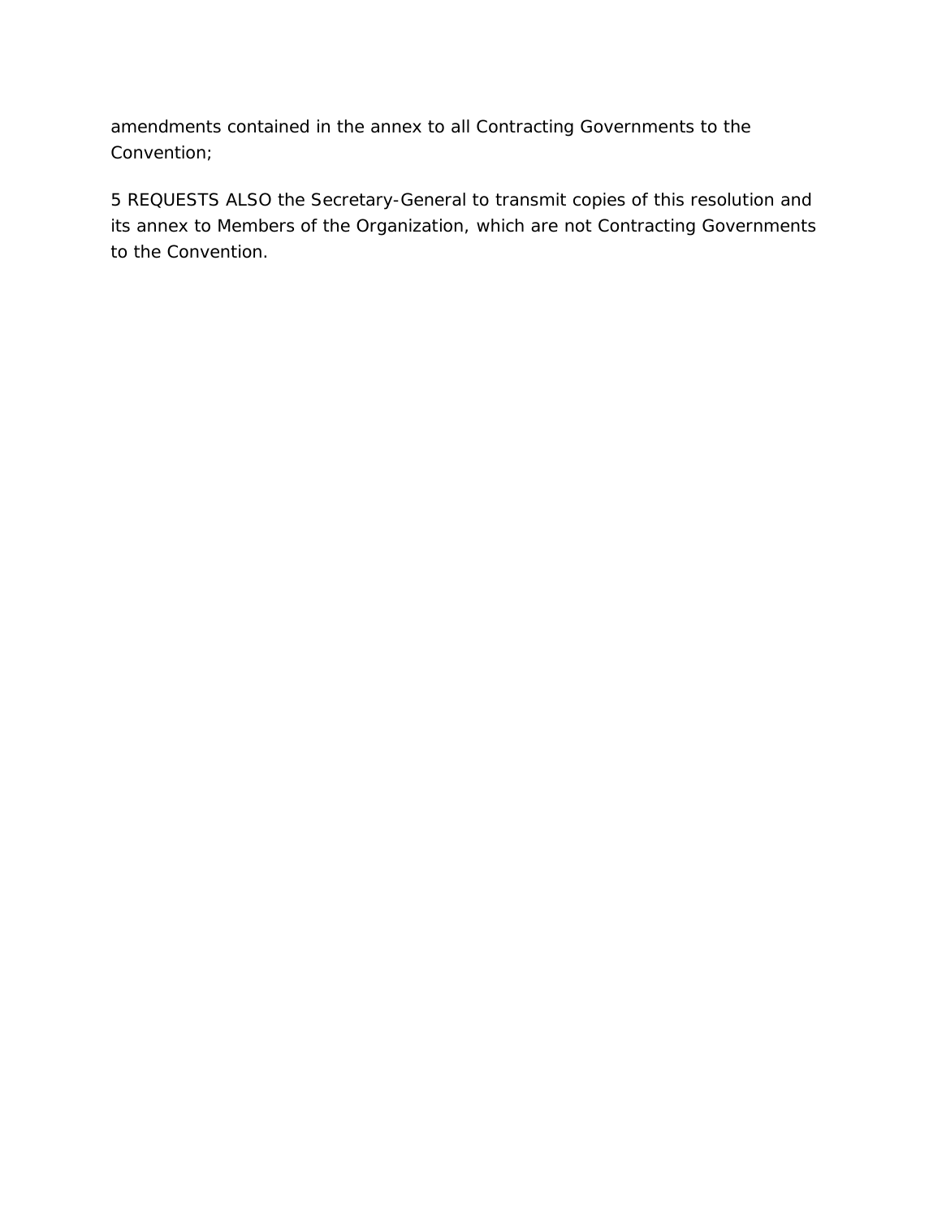amendments contained in the annex to all Contracting Governments to the Convention;

5 REQUESTS ALSO the Secretary-General to transmit copies of this resolution and its annex to Members of the Organization, which are not Contracting Governments to the Convention.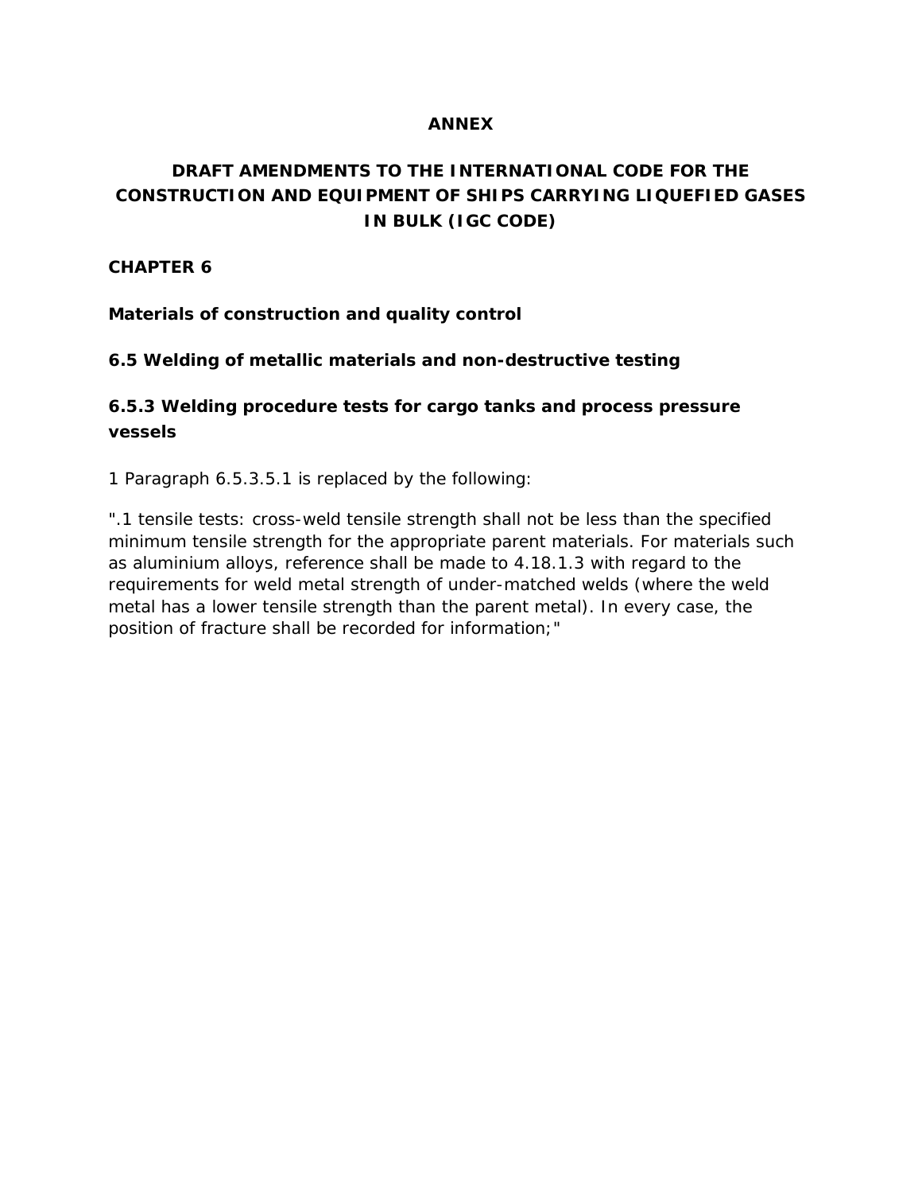**ANNEX**

**DRAFT AMENDMENTS TO THE INTERNATIONAL CODE FOR THE CONSTRUCTION AND EQUIPMENT OF SHIPS CARRYING LIQUEFIED GASES IN BULK (IGC CODE)**

## CHAPTER 6

### Materials of construction and quality control

### 6.5 Welding of metallic materials and non-destructive testing

### 6.5.3 Welding procedure tests for cargo tanks and process pressure vessels

1 Paragraph 6.5.3.5.1 is replaced by the following:

".1 tensile tests: cross-weld tensile strength shall not be less than the specified minimum tensile strength for the appropriate parent materials. For materials such as aluminium alloys, reference shall be made to 4.18.1.3 with regard to the requirements for weld metal strength of under-matched welds (where the weld metal has a lower tensile strength than the parent metal). In every case, the position of fracture shall be recorded for information;"